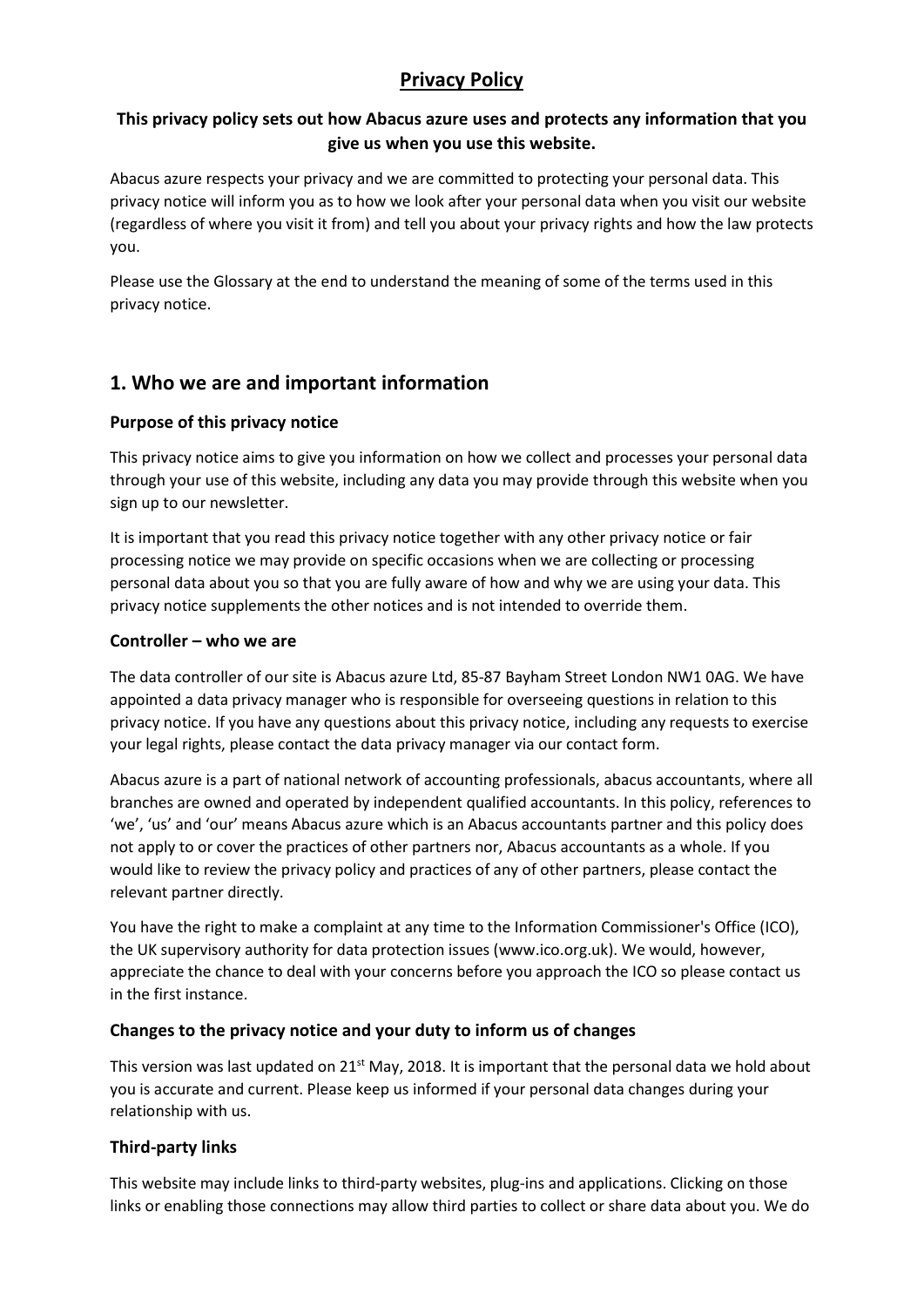# Privacy Policy

**This privacy policy sets out how Abacus azure uses and protects any information that you give us when you use this website.**

Abacus azure respects your privacy and we are committed to protecting your personal data. This privacy notice will inform you as to how we look after your personal data when you visit our website (regardless of where you visit it from) and tell you about your privacy rights and how the law protects you.

Please use the Glossary at the end to understand the meaning of some of the terms used in this privacy notice.

## 1. Who we are and important information

### Purpose of this privacy notice

This privacy notice aims to give you information on how we collect and processes your personal data through your use of this website, including any data you may provide through this website when you sign up to our newsletter.

It is important that you read this privacy notice together with any other privacy notice or fair processing notice we may provide on specific occasions when we are collecting or processing personal data about you so that you are fully aware of how and why we are using your data. This privacy notice supplements the other notices and is not intended to override them.

### Controller – who we are

The data controller of our site is Abacus azure Ltd, 85-87 Bayham Street London NW1 0AG. We have appointed a data privacy manager who is responsible for overseeing questions in relation to this privacy notice. If you have any questions about this privacy notice, including any requests to exercise your legal rights, please contact the data privacy manager via our contact form.

Abacus azure is a part of national network of accounting professionals, abacus accountants, where all branches are owned and operated by independent qualified accountants. In this policy, references to 'we', 'us' and 'our' means Abacus azure which is an Abacus accountants partner and this policy does not apply to or cover the practices of other partners nor, Abacus accountants as a whole. If you would like to review the privacy policy and practices of any of other partners, please contact the relevant partner directly.

You have the right to make a complaint at any time to the Information Commissioner's Office (ICO), the UK supervisory authority for data protection issues (www.ico.org.uk). We would, however, appreciate the chance to deal with your concerns before you approach the ICO so please contact us in the first instance.

### Changes to the privacy notice and your duty to inform us of changes

This version was last updated on 21st May, 2018. It is important that the personal data we hold about you is accurate and current. Please keep us informed if your personal data changes during your relationship with us.

### Third-party links

This website may include links to third-party websites, plug-ins and applications. Clicking on those links or enabling those connections may allow third parties to collect or share data about you. We do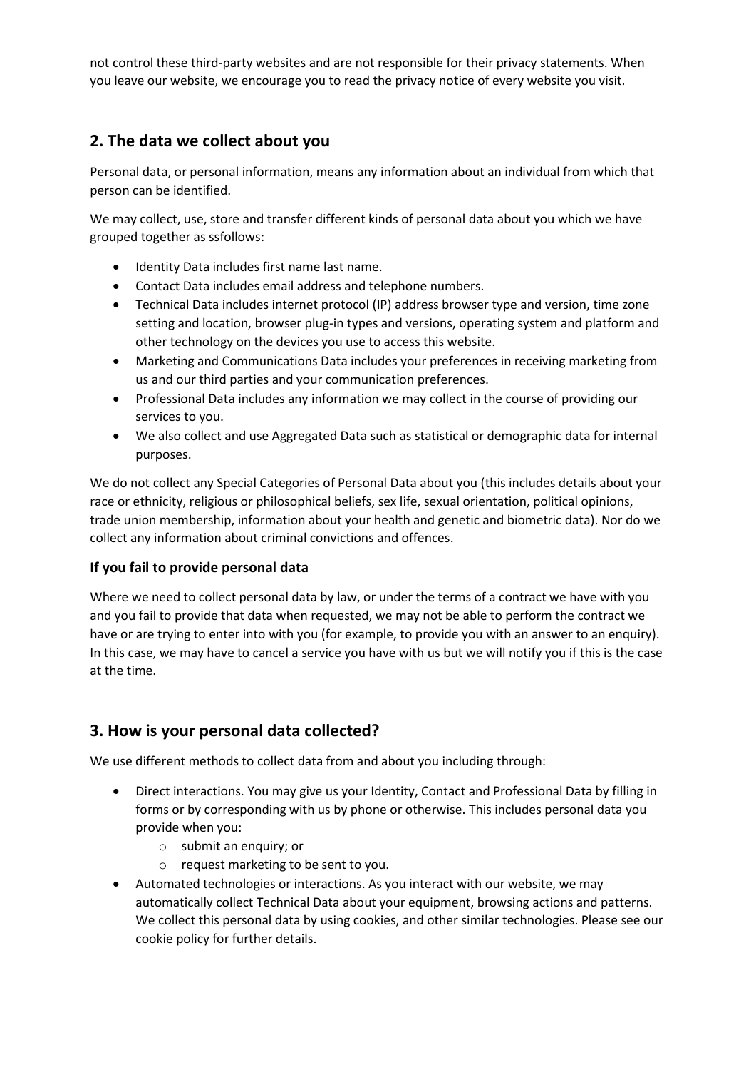not control these third-party websites and are not responsible for their privacy statements. When you leave our website, we encourage you to read the privacy notice of every website you visit.

## 2. The data we collect about you

Personal data, or personal information, means any information about an individual from which that person can be identified.

We may collect, use, store and transfer different kinds of personal data about you which we have grouped together as ssfollows:

- Identity Data includes first name last name.
- Contact Data includes email address and telephone numbers.
- Technical Data includes internet protocol (IP) address browser type and version, time zone setting and location, browser plug-in types and versions, operating system and platform and other technology on the devices you use to access this website.
- Marketing and Communications Data includes your preferences in receiving marketing from us and our third parties and your communication preferences.
- Professional Data includes any information we may collect in the course of providing our services to you.
- We also collect and use Aggregated Data such as statistical or demographic data for internal purposes.

We do not collect any Special Categories of Personal Data about you (this includes details about your race or ethnicity, religious or philosophical beliefs, sex life, sexual orientation, political opinions, trade union membership, information about your health and genetic and biometric data). Nor do we collect any information about criminal convictions and offences.

### If you fail to provide personal data

Where we need to collect personal data by law, or under the terms of a contract we have with you and you fail to provide that data when requested, we may not be able to perform the contract we have or are trying to enter into with you (for example, to provide you with an answer to an enquiry). In this case, we may have to cancel a service you have with us but we will notify you if this is the case at the time.

## 3. How is your personal data collected?

We use different methods to collect data from and about you including through:

- Direct interactions. You may give us your Identity, Contact and Professional Data by filling in forms or by corresponding with us by phone or otherwise. This includes personal data you provide when you:
  - submit an enquiry; or
  - request marketing to be sent to you.
- Automated technologies or interactions. As you interact with our website, we may automatically collect Technical Data about your equipment, browsing actions and patterns. We collect this personal data by using cookies, and other similar technologies. Please see our cookie policy for further details.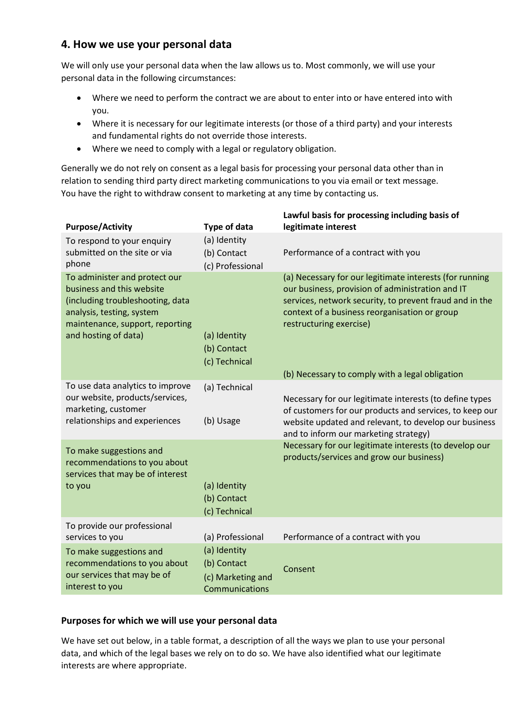## 4. How we use your personal data

We will only use your personal data when the law allows us to. Most commonly, we will use your personal data in the following circumstances:

- Where we need to perform the contract we are about to enter into or have entered into with you.
- Where it is necessary for our legitimate interests (or those of a third party) and your interests and fundamental rights do not override those interests.
- Where we need to comply with a legal or regulatory obligation.

Generally we do not rely on consent as a legal basis for processing your personal data other than in relation to sending third party direct marketing communications to you via email or text message. You have the right to withdraw consent to marketing at any time by contacting us.

| Purpose/Activity | Type of data | Lawful basis for processing including basis of legitimate interest |
|---|---|---|
| To respond to your enquiry submitted on the site or via phone | (a) Identity<br>(b) Contact<br>(c) Professional | Performance of a contract with you |
| To administer and protect our business and this website (including troubleshooting, data analysis, testing, system maintenance, support, reporting and hosting of data) | (a) Identity<br>(b) Contact<br>(c) Technical | (a) Necessary for our legitimate interests (for running our business, provision of administration and IT services, network security, to prevent fraud and in the context of a business reorganisation or group restructuring exercise)<br>(b) Necessary to comply with a legal obligation |
| To use data analytics to improve our website, products/services, marketing, customer relationships and experiences | (a) Technical<br>(b) Usage | Necessary for our legitimate interests (to define types of customers for our products and services, to keep our website updated and relevant, to develop our business and to inform our marketing strategy) |
| To make suggestions and recommendations to you about services that may be of interest to you | (a) Identity<br>(b) Contact<br>(c) Technical | Necessary for our legitimate interests (to develop our products/services and grow our business) |
| To provide our professional services to you | (a) Professional | Performance of a contract with you |
| To make suggestions and recommendations to you about our services that may be of interest to you | (a) Identity<br>(b) Contact<br>(c) Marketing and Communications | Consent |

### Purposes for which we will use your personal data

We have set out below, in a table format, a description of all the ways we plan to use your personal data, and which of the legal bases we rely on to do so. We have also identified what our legitimate interests are where appropriate.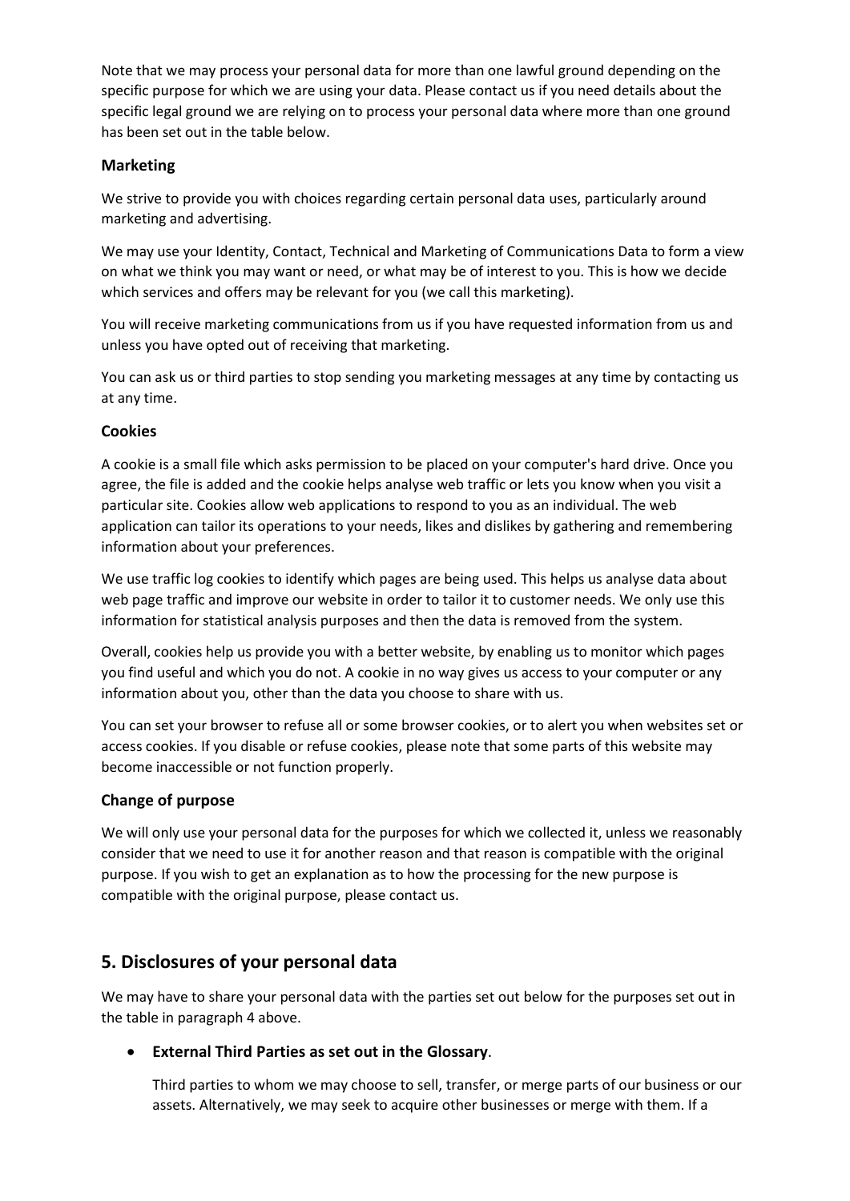Note that we may process your personal data for more than one lawful ground depending on the specific purpose for which we are using your data. Please contact us if you need details about the specific legal ground we are relying on to process your personal data where more than one ground has been set out in the table below.

### Marketing

We strive to provide you with choices regarding certain personal data uses, particularly around marketing and advertising.

We may use your Identity, Contact, Technical and Marketing of Communications Data to form a view on what we think you may want or need, or what may be of interest to you. This is how we decide which services and offers may be relevant for you (we call this marketing).

You will receive marketing communications from us if you have requested information from us and unless you have opted out of receiving that marketing.

You can ask us or third parties to stop sending you marketing messages at any time by contacting us at any time.

### Cookies

A cookie is a small file which asks permission to be placed on your computer's hard drive. Once you agree, the file is added and the cookie helps analyse web traffic or lets you know when you visit a particular site. Cookies allow web applications to respond to you as an individual. The web application can tailor its operations to your needs, likes and dislikes by gathering and remembering information about your preferences.

We use traffic log cookies to identify which pages are being used. This helps us analyse data about web page traffic and improve our website in order to tailor it to customer needs. We only use this information for statistical analysis purposes and then the data is removed from the system.

Overall, cookies help us provide you with a better website, by enabling us to monitor which pages you find useful and which you do not. A cookie in no way gives us access to your computer or any information about you, other than the data you choose to share with us.

You can set your browser to refuse all or some browser cookies, or to alert you when websites set or access cookies. If you disable or refuse cookies, please note that some parts of this website may become inaccessible or not function properly.

### Change of purpose

We will only use your personal data for the purposes for which we collected it, unless we reasonably consider that we need to use it for another reason and that reason is compatible with the original purpose. If you wish to get an explanation as to how the processing for the new purpose is compatible with the original purpose, please contact us.

## 5. Disclosures of your personal data

We may have to share your personal data with the parties set out below for the purposes set out in the table in paragraph 4 above.

- **External Third Parties as set out in the Glossary**.

  Third parties to whom we may choose to sell, transfer, or merge parts of our business or our assets. Alternatively, we may seek to acquire other businesses or merge with them. If a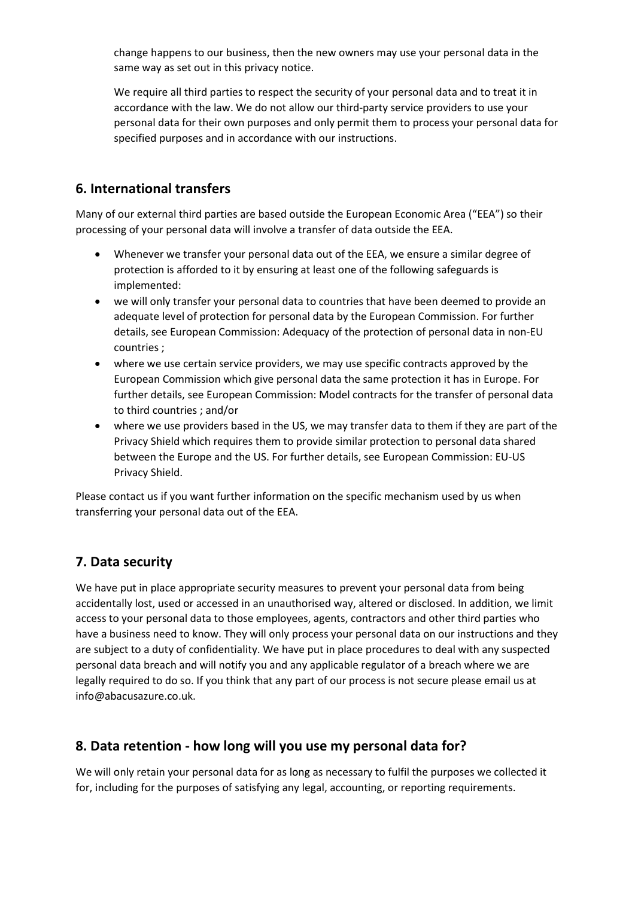change happens to our business, then the new owners may use your personal data in the same way as set out in this privacy notice.

We require all third parties to respect the security of your personal data and to treat it in accordance with the law. We do not allow our third-party service providers to use your personal data for their own purposes and only permit them to process your personal data for specified purposes and in accordance with our instructions.

## 6. International transfers

Many of our external third parties are based outside the European Economic Area ("EEA") so their processing of your personal data will involve a transfer of data outside the EEA.

- Whenever we transfer your personal data out of the EEA, we ensure a similar degree of protection is afforded to it by ensuring at least one of the following safeguards is implemented:
- we will only transfer your personal data to countries that have been deemed to provide an adequate level of protection for personal data by the European Commission. For further details, see European Commission: Adequacy of the protection of personal data in non-EU countries ;
- where we use certain service providers, we may use specific contracts approved by the European Commission which give personal data the same protection it has in Europe. For further details, see European Commission: Model contracts for the transfer of personal data to third countries ; and/or
- where we use providers based in the US, we may transfer data to them if they are part of the Privacy Shield which requires them to provide similar protection to personal data shared between the Europe and the US. For further details, see European Commission: EU-US Privacy Shield.

Please contact us if you want further information on the specific mechanism used by us when transferring your personal data out of the EEA.

## 7. Data security

We have put in place appropriate security measures to prevent your personal data from being accidentally lost, used or accessed in an unauthorised way, altered or disclosed. In addition, we limit access to your personal data to those employees, agents, contractors and other third parties who have a business need to know. They will only process your personal data on our instructions and they are subject to a duty of confidentiality. We have put in place procedures to deal with any suspected personal data breach and will notify you and any applicable regulator of a breach where we are legally required to do so. If you think that any part of our process is not secure please email us at info@abacusazure.co.uk.

## 8. Data retention - how long will you use my personal data for?

We will only retain your personal data for as long as necessary to fulfil the purposes we collected it for, including for the purposes of satisfying any legal, accounting, or reporting requirements.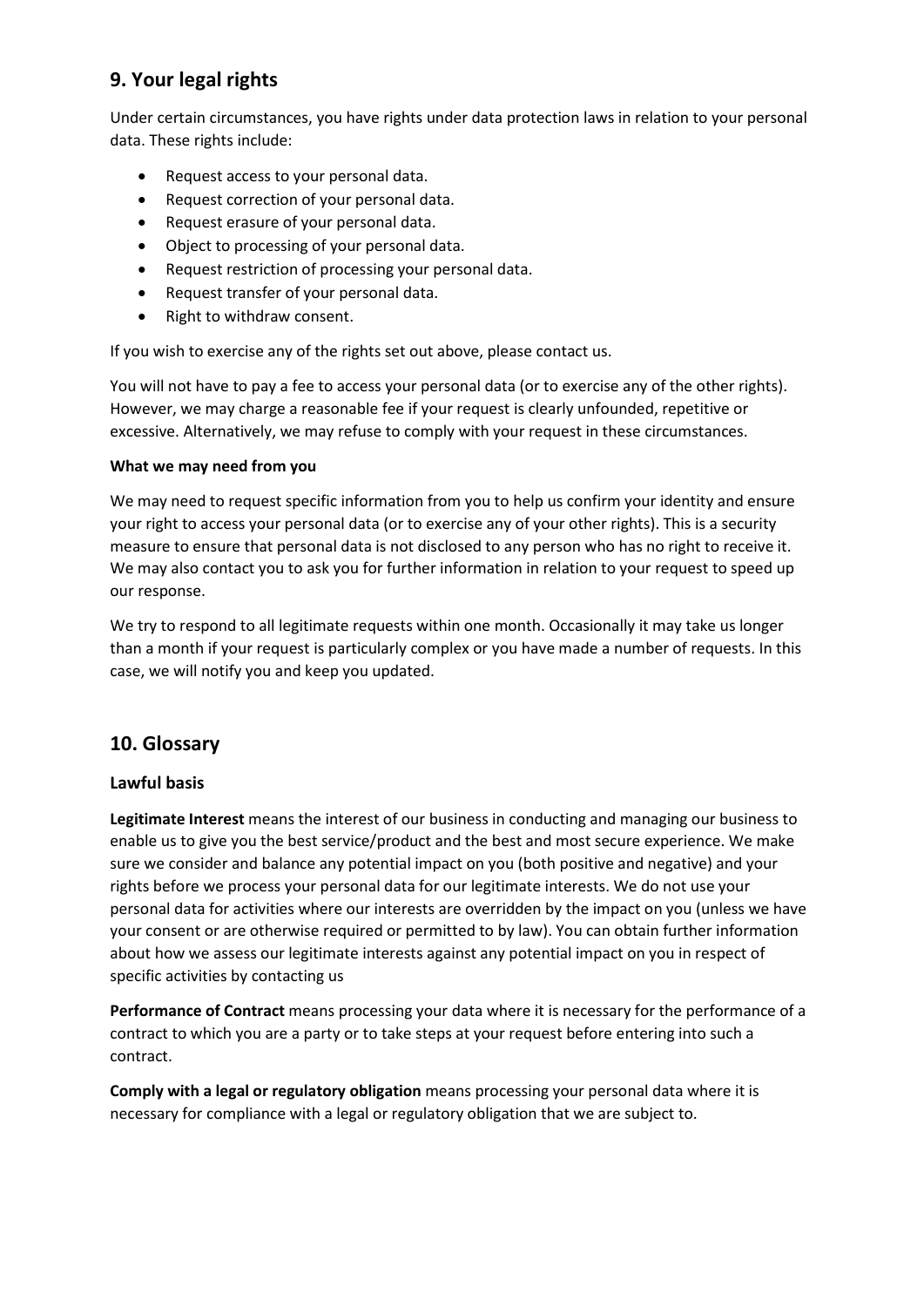## 9. Your legal rights

Under certain circumstances, you have rights under data protection laws in relation to your personal data. These rights include:

- Request access to your personal data.
- Request correction of your personal data.
- Request erasure of your personal data.
- Object to processing of your personal data.
- Request restriction of processing your personal data.
- Request transfer of your personal data.
- Right to withdraw consent.

If you wish to exercise any of the rights set out above, please contact us.

You will not have to pay a fee to access your personal data (or to exercise any of the other rights). However, we may charge a reasonable fee if your request is clearly unfounded, repetitive or excessive. Alternatively, we may refuse to comply with your request in these circumstances.

**What we may need from you**

We may need to request specific information from you to help us confirm your identity and ensure your right to access your personal data (or to exercise any of your other rights). This is a security measure to ensure that personal data is not disclosed to any person who has no right to receive it. We may also contact you to ask you for further information in relation to your request to speed up our response.

We try to respond to all legitimate requests within one month. Occasionally it may take us longer than a month if your request is particularly complex or you have made a number of requests. In this case, we will notify you and keep you updated.

## 10. Glossary

### Lawful basis

**Legitimate Interest** means the interest of our business in conducting and managing our business to enable us to give you the best service/product and the best and most secure experience. We make sure we consider and balance any potential impact on you (both positive and negative) and your rights before we process your personal data for our legitimate interests. We do not use your personal data for activities where our interests are overridden by the impact on you (unless we have your consent or are otherwise required or permitted to by law). You can obtain further information about how we assess our legitimate interests against any potential impact on you in respect of specific activities by contacting us

**Performance of Contract** means processing your data where it is necessary for the performance of a contract to which you are a party or to take steps at your request before entering into such a contract.

**Comply with a legal or regulatory obligation** means processing your personal data where it is necessary for compliance with a legal or regulatory obligation that we are subject to.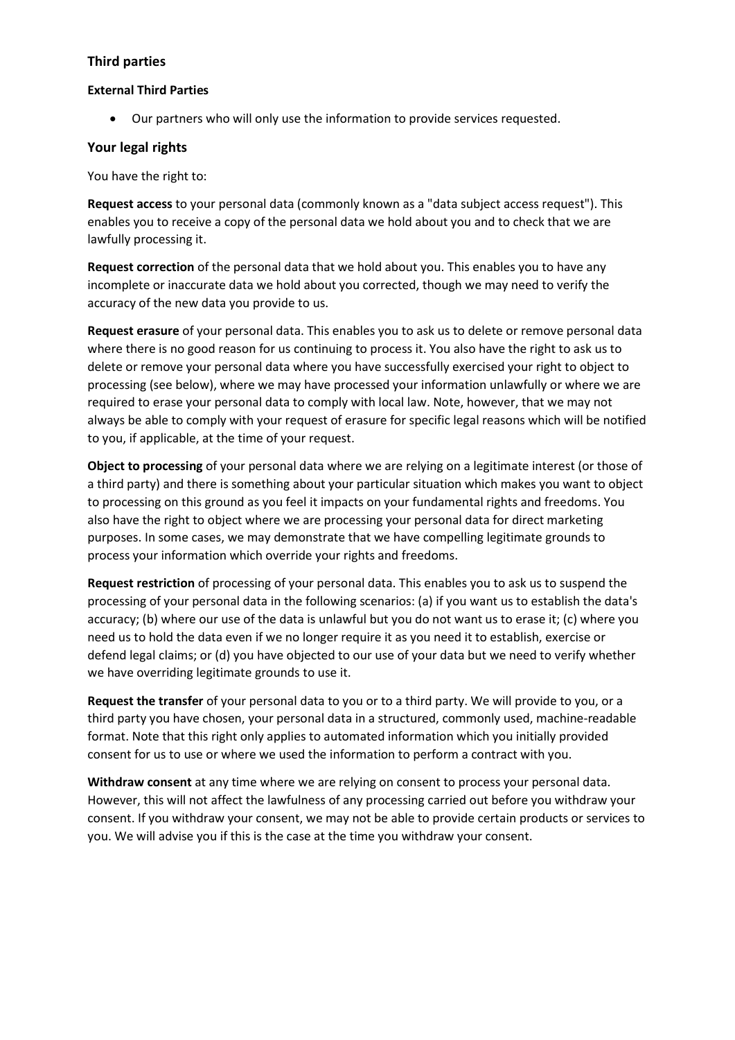## Third parties

### External Third Parties

- Our partners who will only use the information to provide services requested.

## Your legal rights

You have the right to:

**Request access** to your personal data (commonly known as a "data subject access request"). This enables you to receive a copy of the personal data we hold about you and to check that we are lawfully processing it.

**Request correction** of the personal data that we hold about you. This enables you to have any incomplete or inaccurate data we hold about you corrected, though we may need to verify the accuracy of the new data you provide to us.

**Request erasure** of your personal data. This enables you to ask us to delete or remove personal data where there is no good reason for us continuing to process it. You also have the right to ask us to delete or remove your personal data where you have successfully exercised your right to object to processing (see below), where we may have processed your information unlawfully or where we are required to erase your personal data to comply with local law. Note, however, that we may not always be able to comply with your request of erasure for specific legal reasons which will be notified to you, if applicable, at the time of your request.

**Object to processing** of your personal data where we are relying on a legitimate interest (or those of a third party) and there is something about your particular situation which makes you want to object to processing on this ground as you feel it impacts on your fundamental rights and freedoms. You also have the right to object where we are processing your personal data for direct marketing purposes. In some cases, we may demonstrate that we have compelling legitimate grounds to process your information which override your rights and freedoms.

**Request restriction** of processing of your personal data. This enables you to ask us to suspend the processing of your personal data in the following scenarios: (a) if you want us to establish the data's accuracy; (b) where our use of the data is unlawful but you do not want us to erase it; (c) where you need us to hold the data even if we no longer require it as you need it to establish, exercise or defend legal claims; or (d) you have objected to our use of your data but we need to verify whether we have overriding legitimate grounds to use it.

**Request the transfer** of your personal data to you or to a third party. We will provide to you, or a third party you have chosen, your personal data in a structured, commonly used, machine-readable format. Note that this right only applies to automated information which you initially provided consent for us to use or where we used the information to perform a contract with you.

**Withdraw consent** at any time where we are relying on consent to process your personal data. However, this will not affect the lawfulness of any processing carried out before you withdraw your consent. If you withdraw your consent, we may not be able to provide certain products or services to you. We will advise you if this is the case at the time you withdraw your consent.